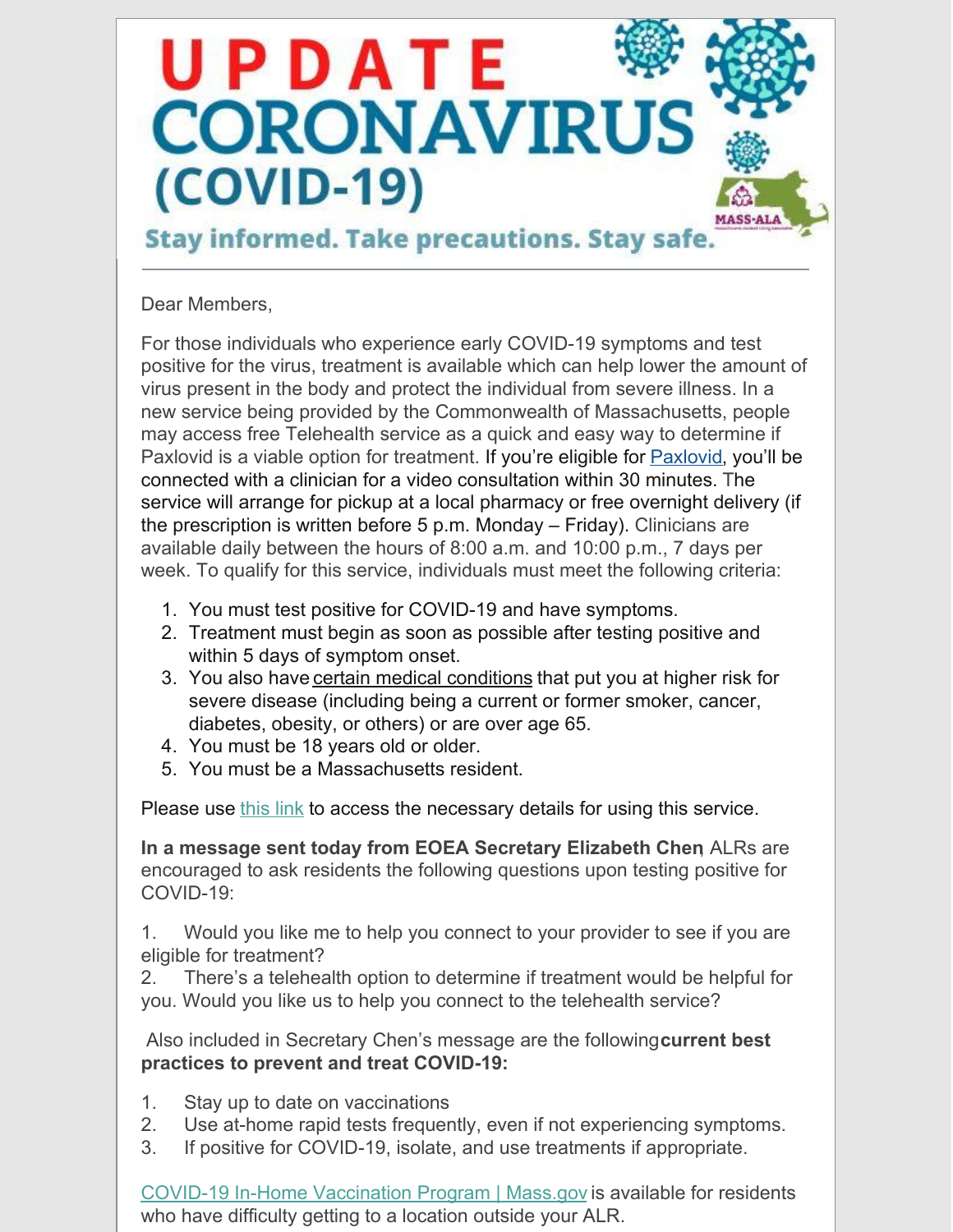# UPDATE CORONAVIRUS (COVID-19)

**Stay informed. Take precautions. Stay safe.**

MASS-ALA

---

Dear Members,

For those individuals who experience early COVID-19 symptoms and test positive for the virus, treatment is available which can help lower the amount of virus present in the body and protect the individual from severe illness. In a new service being provided by the Commonwealth of Massachusetts, people may access free Telehealth service as a quick and easy way to determine if Paxlovid is a viable option for treatment. If you're eligible for Paxlovid, you'll be connected with a clinician for a video consultation within 30 minutes. The service will arrange for pickup at a local pharmacy or free overnight delivery (if the prescription is written before 5 p.m. Monday – Friday). Clinicians are available daily between the hours of 8:00 a.m. and 10:00 p.m., 7 days per week. To qualify for this service, individuals must meet the following criteria:

1. You must test positive for COVID-19 and have symptoms.
2. Treatment must begin as soon as possible after testing positive and within 5 days of symptom onset.
3. You also have certain medical conditions that put you at higher risk for severe disease (including being a current or former smoker, cancer, diabetes, obesity, or others) or are over age 65.
4. You must be 18 years old or older.
5. You must be a Massachusetts resident.

Please use this link to access the necessary details for using this service.

**In a message sent today from EOEA Secretary Elizabeth Chen**, ALRs are encouraged to ask residents the following questions upon testing positive for COVID-19:

1. Would you like me to help you connect to your provider to see if you are eligible for treatment?
2. There's a telehealth option to determine if treatment would be helpful for you. Would you like us to help you connect to the telehealth service?

Also included in Secretary Chen's message are the following **current best practices to prevent and treat COVID-19:**

1. Stay up to date on vaccinations
2. Use at-home rapid tests frequently, even if not experiencing symptoms.
3. If positive for COVID-19, isolate, and use treatments if appropriate.

COVID-19 In-Home Vaccination Program | Mass.gov is available for residents who have difficulty getting to a location outside your ALR.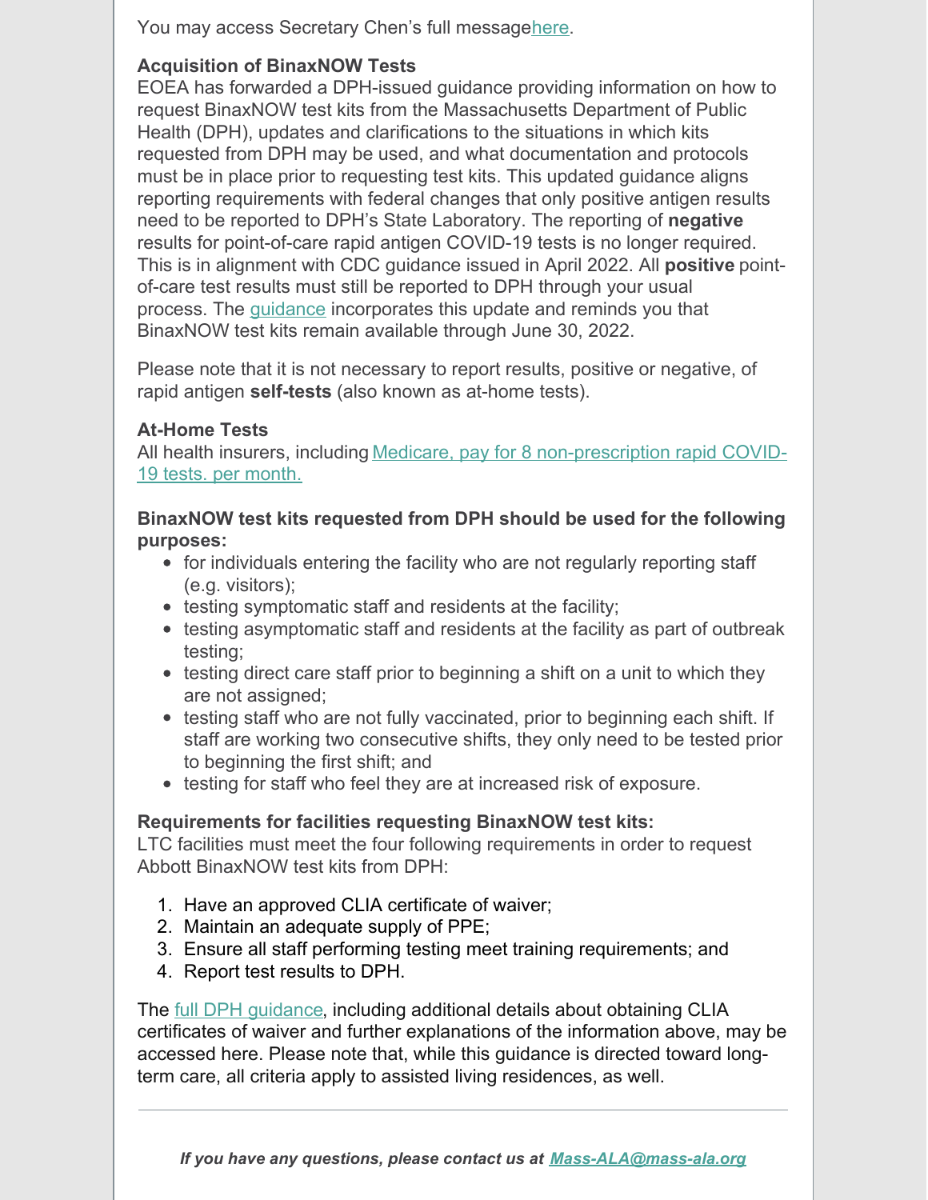You may access Secretary Chen's full messagehere.

**Acquisition of BinaxNOW Tests**

EOEA has forwarded a DPH-issued guidance providing information on how to request BinaxNOW test kits from the Massachusetts Department of Public Health (DPH), updates and clarifications to the situations in which kits requested from DPH may be used, and what documentation and protocols must be in place prior to requesting test kits. This updated guidance aligns reporting requirements with federal changes that only positive antigen results need to be reported to DPH's State Laboratory. The reporting of **negative** results for point-of-care rapid antigen COVID-19 tests is no longer required. This is in alignment with CDC guidance issued in April 2022. All **positive** point-of-care test results must still be reported to DPH through your usual process. The guidance incorporates this update and reminds you that BinaxNOW test kits remain available through June 30, 2022.

Please note that it is not necessary to report results, positive or negative, of rapid antigen **self-tests** (also known as at-home tests).

**At-Home Tests**

All health insurers, including Medicare, pay for 8 non-prescription rapid COVID-19 tests. per month.

**BinaxNOW test kits requested from DPH should be used for the following purposes:**

- for individuals entering the facility who are not regularly reporting staff (e.g. visitors);
- testing symptomatic staff and residents at the facility;
- testing asymptomatic staff and residents at the facility as part of outbreak testing;
- testing direct care staff prior to beginning a shift on a unit to which they are not assigned;
- testing staff who are not fully vaccinated, prior to beginning each shift. If staff are working two consecutive shifts, they only need to be tested prior to beginning the first shift; and
- testing for staff who feel they are at increased risk of exposure.

**Requirements for facilities requesting BinaxNOW test kits:**

LTC facilities must meet the four following requirements in order to request Abbott BinaxNOW test kits from DPH:

1. Have an approved CLIA certificate of waiver;
2. Maintain an adequate supply of PPE;
3. Ensure all staff performing testing meet training requirements; and
4. Report test results to DPH.

The full DPH guidance, including additional details about obtaining CLIA certificates of waiver and further explanations of the information above, may be accessed here. Please note that, while this guidance is directed toward long-term care, all criteria apply to assisted living residences, as well.

---

***If you have any questions, please contact us at Mass-ALA@mass-ala.org***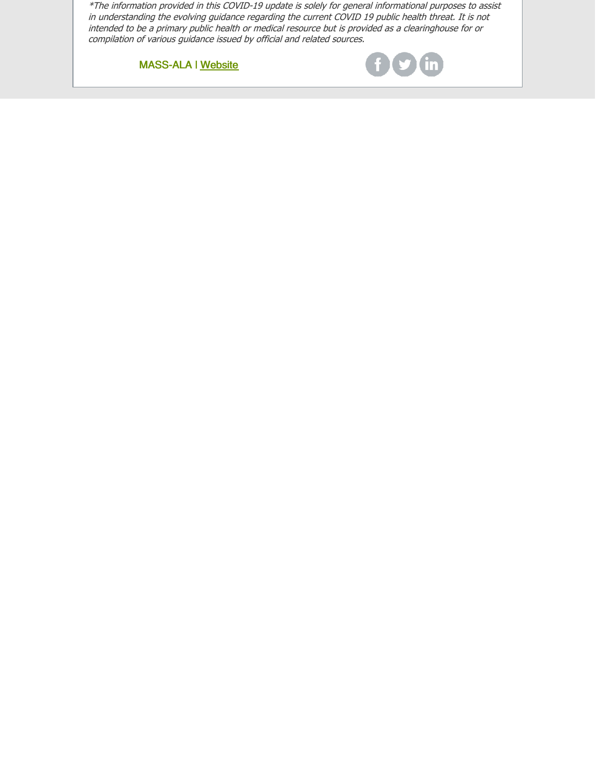*\*The information provided in this COVID-19 update is solely for general informational purposes to assist in understanding the evolving guidance regarding the current COVID 19 public health threat. It is not intended to be a primary public health or medical resource but is provided as a clearinghouse for or compilation of various guidance issued by official and related sources.*

MASS-ALA | Website